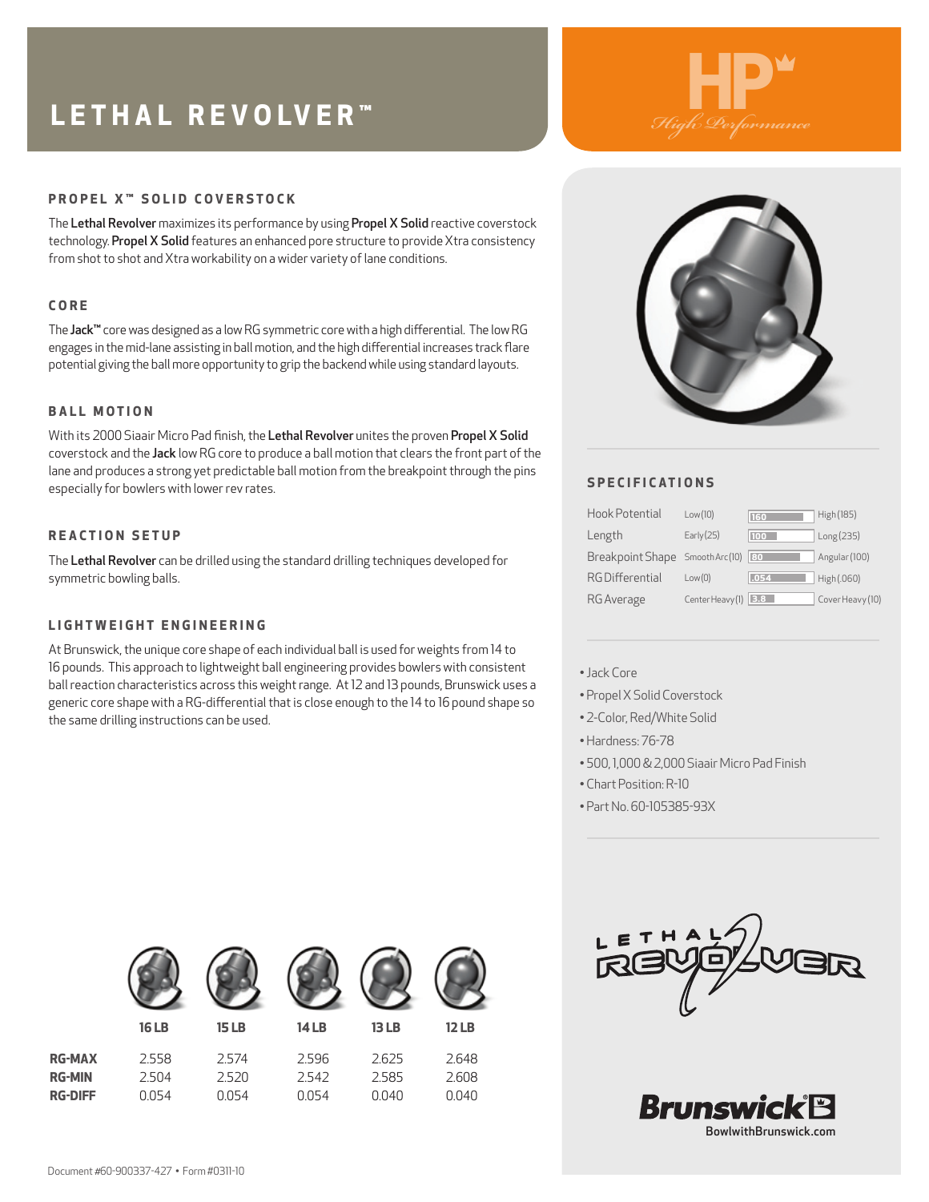# LETHAL REVOLVER™

HP High Performance

## PROPEL X™ SOLID COVERSTOCK

The **Lethal Revolver** maximizes its performance by using **Propel X Solid** reactive coverstock technology. **Propel X Solid** features an enhanced pore structure to provide Xtra consistency from shot to shot and Xtra workability on a wider variety of lane conditions.

## CORE

The **Jack™** core was designed as a low RG symmetric core with a high differential. The low RG engages in the mid-lane assisting in ball motion, and the high differential increases track flare potential giving the ball more opportunity to grip the backend while using standard layouts.

## BALL MOTION

With its 2000 Siaair Micro Pad finish, the **Lethal Revolver** unites the proven **Propel X Solid** coverstock and the **Jack** low RG core to produce a ball motion that clears the front part of the lane and produces a strong yet predictable ball motion from the breakpoint through the pins especially for bowlers with lower rev rates.

## REACTION SETUP

The **Lethal Revolver** can be drilled using the standard drilling techniques developed for symmetric bowling balls.

## LIGHTWEIGHT ENGINEERING

At Brunswick, the unique core shape of each individual ball is used for weights from 14 to 16 pounds. This approach to lightweight ball engineering provides bowlers with consistent ball reaction characteristics across this weight range. At 12 and 13 pounds, Brunswick uses a generic core shape with a RG-differential that is close enough to the 14 to 16 pound shape so the same drilling instructions can be used.

| | 16 LB | 15 LB | 14 LB | 13 LB | 12 LB |
|---|---|---|---|---|---|
| **RG-MAX** | 2.558 | 2.574 | 2.596 | 2.625 | 2.648 |
| **RG-MIN** | 2.504 | 2.520 | 2.542 | 2.585 | 2.608 |
| **RG-DIFF** | 0.054 | 0.054 | 0.054 | 0.040 | 0.040 |

## SPECIFICATIONS

| | | Value | |
|---|---|---|---|
| Hook Potential | Low (10) | 160 | High (185) |
| Length | Early (25) | 100 | Long (235) |
| Breakpoint Shape | Smooth Arc (10) | 80 | Angular (100) |
| RG Differential | Low (0) | .054 | High (.060) |
| RG Average | Center Heavy (1) | 3.8 | Cover Heavy (10) |

- Jack Core
- Propel X Solid Coverstock
- 2-Color, Red/White Solid
- Hardness: 76-78
- 500, 1,000 & 2,000 Siaair Micro Pad Finish
- Chart Position: R-10
- Part No. 60-105385-93X

LETHAL REVOLVER

Brunswick
BowlwithBrunswick.com

Document #60-900337-427 • Form #0311-10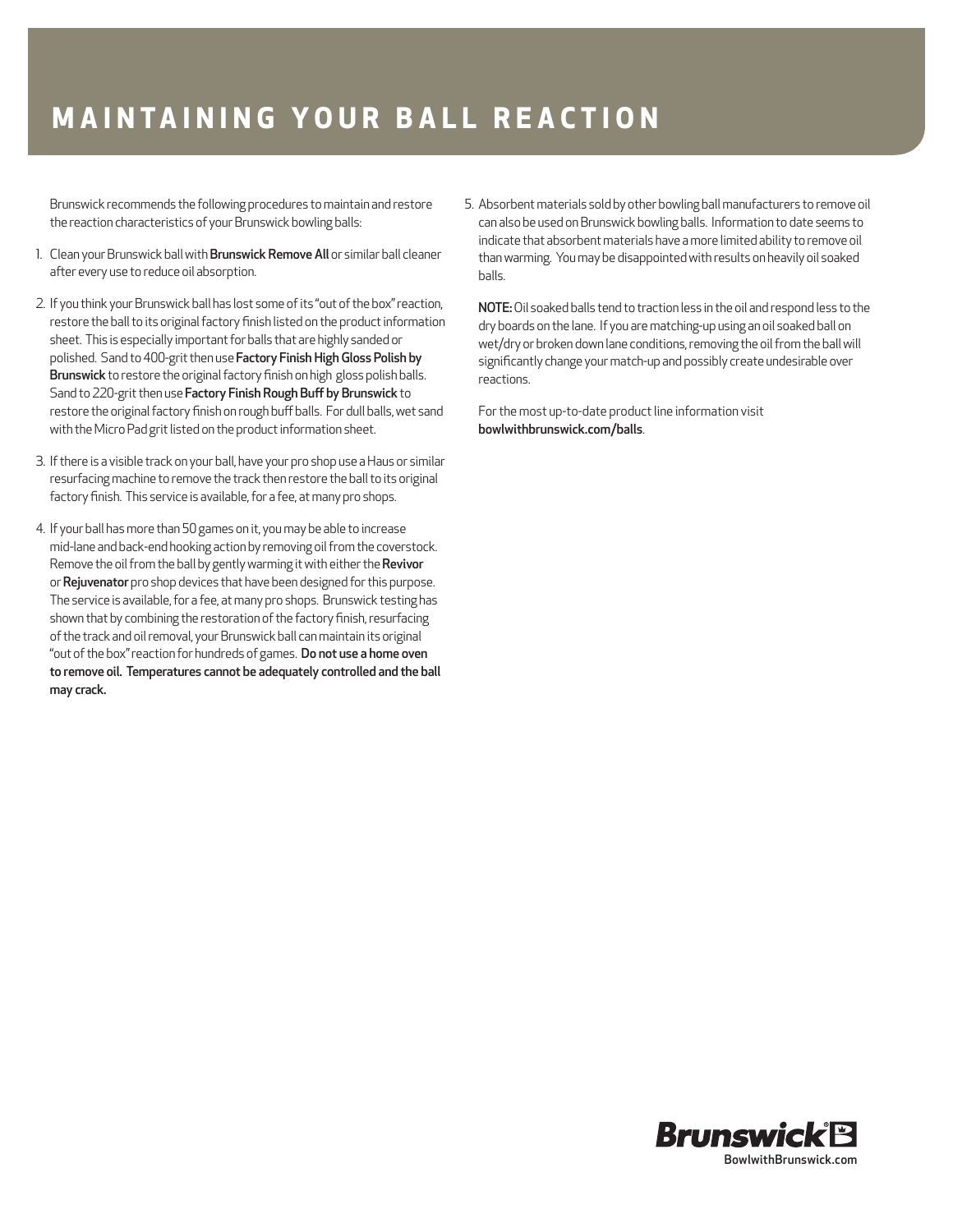# MAINTAINING YOUR BALL REACTION

Brunswick recommends the following procedures to maintain and restore the reaction characteristics of your Brunswick bowling balls:

1. Clean your Brunswick ball with **Brunswick Remove All** or similar ball cleaner after every use to reduce oil absorption.

2. If you think your Brunswick ball has lost some of its "out of the box" reaction, restore the ball to its original factory finish listed on the product information sheet. This is especially important for balls that are highly sanded or polished. Sand to 400-grit then use **Factory Finish High Gloss Polish by Brunswick** to restore the original factory finish on high gloss polish balls. Sand to 220-grit then use **Factory Finish Rough Buff by Brunswick** to restore the original factory finish on rough buff balls. For dull balls, wet sand with the Micro Pad grit listed on the product information sheet.

3. If there is a visible track on your ball, have your pro shop use a Haus or similar resurfacing machine to remove the track then restore the ball to its original factory finish. This service is available, for a fee, at many pro shops.

4. If your ball has more than 50 games on it, you may be able to increase mid-lane and back-end hooking action by removing oil from the coverstock. Remove the oil from the ball by gently warming it with either the **Revivor** or **Rejuvenator** pro shop devices that have been designed for this purpose. The service is available, for a fee, at many pro shops. Brunswick testing has shown that by combining the restoration of the factory finish, resurfacing of the track and oil removal, your Brunswick ball can maintain its original "out of the box" reaction for hundreds of games. **Do not use a home oven to remove oil. Temperatures cannot be adequately controlled and the ball may crack.**

5. Absorbent materials sold by other bowling ball manufacturers to remove oil can also be used on Brunswick bowling balls. Information to date seems to indicate that absorbent materials have a more limited ability to remove oil than warming. You may be disappointed with results on heavily oil soaked balls.

**NOTE:** Oil soaked balls tend to traction less in the oil and respond less to the dry boards on the lane. If you are matching-up using an oil soaked ball on wet/dry or broken down lane conditions, removing the oil from the ball will significantly change your match-up and possibly create undesirable over reactions.

For the most up-to-date product line information visit **bowlwithbrunswick.com/balls**.

Brunswick

BowlwithBrunswick.com